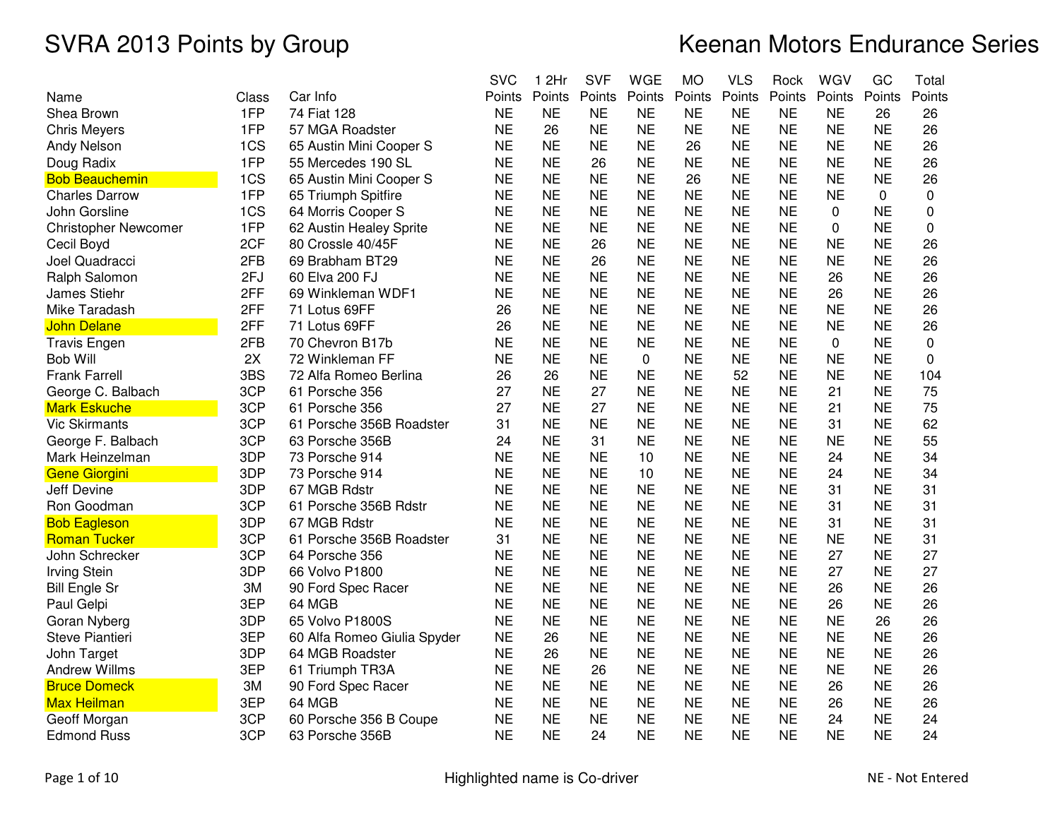# SVRA 2013 Points by Group

# Keenan Motors Endurance Series

| Name | Class | Car Info | SVC Points | 1 2Hr Points | SVF Points | WGE Points | MO Points | VLS Points | Rock Points | WGV Points | GC Points | Total Points |
|---|---|---|---|---|---|---|---|---|---|---|---|---|
| Shea Brown | 1FP | 74 Fiat 128 | NE | NE | NE | NE | NE | NE | NE | NE | 26 | 26 |
| Chris Meyers | 1FP | 57 MGA Roadster | NE | 26 | NE | NE | NE | NE | NE | NE | NE | 26 |
| Andy Nelson | 1CS | 65 Austin Mini Cooper S | NE | NE | NE | NE | 26 | NE | NE | NE | NE | 26 |
| Doug Radix | 1FP | 55 Mercedes 190 SL | NE | NE | 26 | NE | NE | NE | NE | NE | NE | 26 |
| Bob Beauchemin | 1CS | 65 Austin Mini Cooper S | NE | NE | NE | NE | 26 | NE | NE | NE | NE | 26 |
| Charles Darrow | 1FP | 65 Triumph Spitfire | NE | NE | NE | NE | NE | NE | NE | NE | 0 | 0 |
| John Gorsline | 1CS | 64 Morris Cooper S | NE | NE | NE | NE | NE | NE | NE | 0 | NE | 0 |
| Christopher Newcomer | 1FP | 62 Austin Healey Sprite | NE | NE | NE | NE | NE | NE | NE | 0 | NE | 0 |
| Cecil Boyd | 2CF | 80 Crossle 40/45F | NE | NE | 26 | NE | NE | NE | NE | NE | NE | 26 |
| Joel Quadracci | 2FB | 69 Brabham BT29 | NE | NE | 26 | NE | NE | NE | NE | NE | NE | 26 |
| Ralph Salomon | 2FJ | 60 Elva 200 FJ | NE | NE | NE | NE | NE | NE | NE | 26 | NE | 26 |
| James Stiehr | 2FF | 69 Winkleman WDF1 | NE | NE | NE | NE | NE | NE | NE | 26 | NE | 26 |
| Mike Taradash | 2FF | 71 Lotus 69FF | 26 | NE | NE | NE | NE | NE | NE | NE | NE | 26 |
| John Delane | 2FF | 71 Lotus 69FF | 26 | NE | NE | NE | NE | NE | NE | NE | NE | 26 |
| Travis Engen | 2FB | 70 Chevron B17b | NE | NE | NE | NE | NE | NE | NE | 0 | NE | 0 |
| Bob Will | 2X | 72 Winkleman FF | NE | NE | NE | 0 | NE | NE | NE | NE | NE | 0 |
| Frank Farrell | 3BS | 72 Alfa Romeo Berlina | 26 | 26 | NE | NE | NE | 52 | NE | NE | NE | 104 |
| George C. Balbach | 3CP | 61 Porsche 356 | 27 | NE | 27 | NE | NE | NE | NE | 21 | NE | 75 |
| Mark Eskuche | 3CP | 61 Porsche 356 | 27 | NE | 27 | NE | NE | NE | NE | 21 | NE | 75 |
| Vic Skirmants | 3CP | 61 Porsche 356B Roadster | 31 | NE | NE | NE | NE | NE | NE | 31 | NE | 62 |
| George F. Balbach | 3CP | 63 Porsche 356B | 24 | NE | 31 | NE | NE | NE | NE | NE | NE | 55 |
| Mark Heinzelman | 3DP | 73 Porsche 914 | NE | NE | NE | 10 | NE | NE | NE | 24 | NE | 34 |
| Gene Giorgini | 3DP | 73 Porsche 914 | NE | NE | NE | 10 | NE | NE | NE | 24 | NE | 34 |
| Jeff Devine | 3DP | 67 MGB Rdstr | NE | NE | NE | NE | NE | NE | NE | 31 | NE | 31 |
| Ron Goodman | 3CP | 61 Porsche 356B Rdstr | NE | NE | NE | NE | NE | NE | NE | 31 | NE | 31 |
| Bob Eagleson | 3DP | 67 MGB Rdstr | NE | NE | NE | NE | NE | NE | NE | 31 | NE | 31 |
| Roman Tucker | 3CP | 61 Porsche 356B Roadster | 31 | NE | NE | NE | NE | NE | NE | NE | NE | 31 |
| John Schrecker | 3CP | 64 Porsche 356 | NE | NE | NE | NE | NE | NE | NE | 27 | NE | 27 |
| Irving Stein | 3DP | 66 Volvo P1800 | NE | NE | NE | NE | NE | NE | NE | 27 | NE | 27 |
| Bill Engle Sr | 3M | 90 Ford Spec Racer | NE | NE | NE | NE | NE | NE | NE | 26 | NE | 26 |
| Paul Gelpi | 3EP | 64 MGB | NE | NE | NE | NE | NE | NE | NE | 26 | NE | 26 |
| Goran Nyberg | 3DP | 65 Volvo P1800S | NE | NE | NE | NE | NE | NE | NE | NE | 26 | 26 |
| Steve Piantieri | 3EP | 60 Alfa Romeo Giulia Spyder | NE | 26 | NE | NE | NE | NE | NE | NE | NE | 26 |
| John Target | 3DP | 64 MGB Roadster | NE | 26 | NE | NE | NE | NE | NE | NE | NE | 26 |
| Andrew Willms | 3EP | 61 Triumph TR3A | NE | NE | 26 | NE | NE | NE | NE | NE | NE | 26 |
| Bruce Domeck | 3M | 90 Ford Spec Racer | NE | NE | NE | NE | NE | NE | NE | 26 | NE | 26 |
| Max Heilman | 3EP | 64 MGB | NE | NE | NE | NE | NE | NE | NE | 26 | NE | 26 |
| Geoff Morgan | 3CP | 60 Porsche 356 B Coupe | NE | NE | NE | NE | NE | NE | NE | 24 | NE | 24 |
| Edmond Russ | 3CP | 63 Porsche 356B | NE | NE | 24 | NE | NE | NE | NE | NE | NE | 24 |

Highlighted name is Co-driver

NE - Not Entered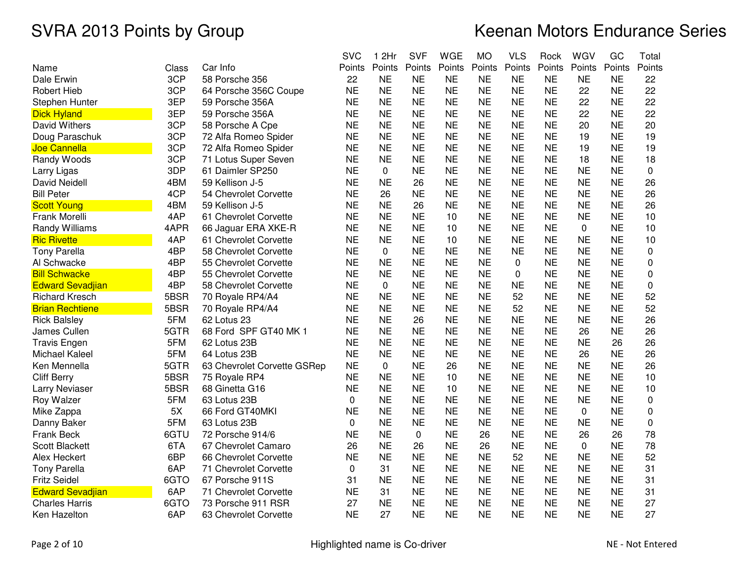# SVRA 2013 Points by Group

# Keenan Motors Endurance Series

| Name | Class | Car Info | SVC Points | 1 2Hr Points | SVF Points | WGE Points | MO Points | VLS Points | Rock Points | WGV Points | GC Points | Total Points |
|---|---|---|---|---|---|---|---|---|---|---|---|---|
| Dale Erwin | 3CP | 58 Porsche 356 | 22 | NE | NE | NE | NE | NE | NE | NE | NE | 22 |
| Robert Hieb | 3CP | 64 Porsche 356C Coupe | NE | NE | NE | NE | NE | NE | NE | 22 | NE | 22 |
| Stephen Hunter | 3EP | 59 Porsche 356A | NE | NE | NE | NE | NE | NE | NE | 22 | NE | 22 |
| Dick Hyland | 3EP | 59 Porsche 356A | NE | NE | NE | NE | NE | NE | NE | 22 | NE | 22 |
| David Withers | 3CP | 58 Porsche A Cpe | NE | NE | NE | NE | NE | NE | NE | 20 | NE | 20 |
| Doug Paraschuk | 3CP | 72 Alfa Romeo Spider | NE | NE | NE | NE | NE | NE | NE | 19 | NE | 19 |
| Joe Cannella | 3CP | 72 Alfa Romeo Spider | NE | NE | NE | NE | NE | NE | NE | 19 | NE | 19 |
| Randy Woods | 3CP | 71 Lotus Super Seven | NE | NE | NE | NE | NE | NE | NE | 18 | NE | 18 |
| Larry Ligas | 3DP | 61 Daimler SP250 | NE | 0 | NE | NE | NE | NE | NE | NE | NE | 0 |
| David Neidell | 4BM | 59 Kellison J-5 | NE | NE | 26 | NE | NE | NE | NE | NE | NE | 26 |
| Bill Peter | 4CP | 54 Chevrolet Corvette | NE | 26 | NE | NE | NE | NE | NE | NE | NE | 26 |
| Scott Young | 4BM | 59 Kellison J-5 | NE | NE | 26 | NE | NE | NE | NE | NE | NE | 26 |
| Frank Morelli | 4AP | 61 Chevrolet Corvette | NE | NE | NE | 10 | NE | NE | NE | NE | NE | 10 |
| Randy Williams | 4APR | 66 Jaguar ERA XKE-R | NE | NE | NE | 10 | NE | NE | NE | 0 | NE | 10 |
| Ric Rivette | 4AP | 61 Chevrolet Corvette | NE | NE | NE | 10 | NE | NE | NE | NE | NE | 10 |
| Tony Parella | 4BP | 58 Chevrolet Corvette | NE | 0 | NE | NE | NE | NE | NE | NE | NE | 0 |
| Al Schwacke | 4BP | 55 Chevrolet Corvette | NE | NE | NE | NE | NE | 0 | NE | NE | NE | 0 |
| Bill Schwacke | 4BP | 55 Chevrolet Corvette | NE | NE | NE | NE | NE | 0 | NE | NE | NE | 0 |
| Edward Sevadjian | 4BP | 58 Chevrolet Corvette | NE | 0 | NE | NE | NE | NE | NE | NE | NE | 0 |
| Richard Kresch | 5BSR | 70 Royale RP4/A4 | NE | NE | NE | NE | NE | 52 | NE | NE | NE | 52 |
| Brian Rechtiene | 5BSR | 70 Royale RP4/A4 | NE | NE | NE | NE | NE | 52 | NE | NE | NE | 52 |
| Rick Balsley | 5FM | 62 Lotus 23 | NE | NE | 26 | NE | NE | NE | NE | NE | NE | 26 |
| James Cullen | 5GTR | 68 Ford SPF GT40 MK 1 | NE | NE | NE | NE | NE | NE | NE | 26 | NE | 26 |
| Travis Engen | 5FM | 62 Lotus 23B | NE | NE | NE | NE | NE | NE | NE | NE | 26 | 26 |
| Michael Kaleel | 5FM | 64 Lotus 23B | NE | NE | NE | NE | NE | NE | NE | 26 | NE | 26 |
| Ken Mennella | 5GTR | 63 Chevrolet Corvette GSRep | NE | 0 | NE | 26 | NE | NE | NE | NE | NE | 26 |
| Cliff Berry | 5BSR | 75 Royale RP4 | NE | NE | NE | 10 | NE | NE | NE | NE | NE | 10 |
| Larry Neviaser | 5BSR | 68 Ginetta G16 | NE | NE | NE | 10 | NE | NE | NE | NE | NE | 10 |
| Roy Walzer | 5FM | 63 Lotus 23B | 0 | NE | NE | NE | NE | NE | NE | NE | NE | 0 |
| Mike Zappa | 5X | 66 Ford GT40MKI | NE | NE | NE | NE | NE | NE | NE | 0 | NE | 0 |
| Danny Baker | 5FM | 63 Lotus 23B | 0 | NE | NE | NE | NE | NE | NE | NE | NE | 0 |
| Frank Beck | 6GTU | 72 Porsche 914/6 | NE | NE | 0 | NE | 26 | NE | NE | 26 | 26 | 78 |
| Scott Blackett | 6TA | 67 Chevrolet Camaro | 26 | NE | 26 | NE | 26 | NE | NE | 0 | NE | 78 |
| Alex Heckert | 6BP | 66 Chevrolet Corvette | NE | NE | NE | NE | NE | 52 | NE | NE | NE | 52 |
| Tony Parella | 6AP | 71 Chevrolet Corvette | 0 | 31 | NE | NE | NE | NE | NE | NE | NE | 31 |
| Fritz Seidel | 6GTO | 67 Porsche 911S | 31 | NE | NE | NE | NE | NE | NE | NE | NE | 31 |
| Edward Sevadjian | 6AP | 71 Chevrolet Corvette | NE | 31 | NE | NE | NE | NE | NE | NE | NE | 31 |
| Charles Harris | 6GTO | 73 Porsche 911 RSR | 27 | NE | NE | NE | NE | NE | NE | NE | NE | 27 |
| Ken Hazelton | 6AP | 63 Chevrolet Corvette | NE | 27 | NE | NE | NE | NE | NE | NE | NE | 27 |

Highlighted name is Co-driver

NE - Not Entered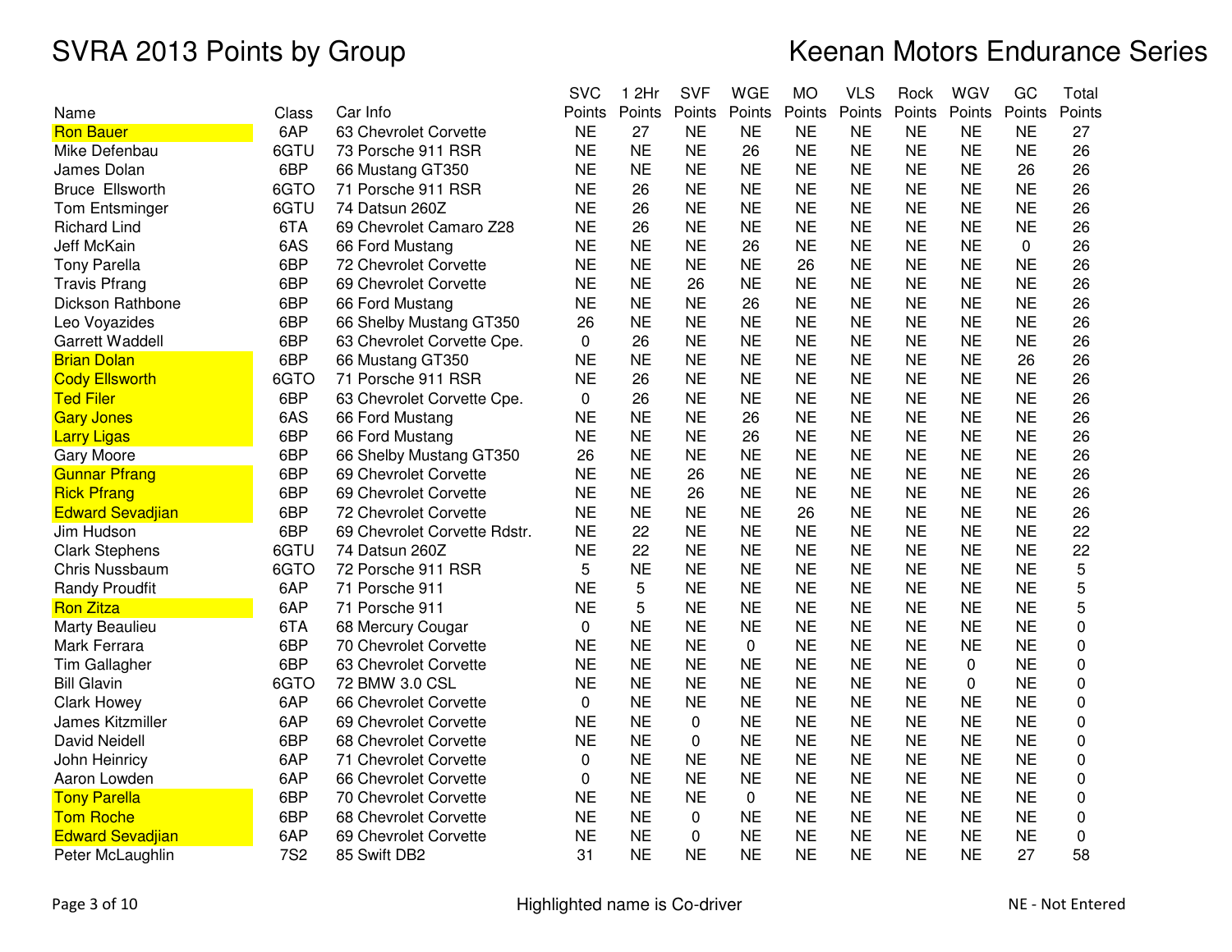# SVRA 2013 Points by Group

# Keenan Motors Endurance Series

| Name | Class | Car Info | SVC Points | 1 2Hr Points | SVF Points | WGE Points | MO Points | VLS Points | Rock Points | WGV Points | GC Points | Total Points |
|---|---|---|---|---|---|---|---|---|---|---|---|---|
| Ron Bauer | 6AP | 63 Chevrolet Corvette | NE | 27 | NE | NE | NE | NE | NE | NE | NE | 27 |
| Mike Defenbau | 6GTU | 73 Porsche 911 RSR | NE | NE | NE | 26 | NE | NE | NE | NE | NE | 26 |
| James Dolan | 6BP | 66 Mustang GT350 | NE | NE | NE | NE | NE | NE | NE | NE | 26 | 26 |
| Bruce Ellsworth | 6GTO | 71 Porsche 911 RSR | NE | 26 | NE | NE | NE | NE | NE | NE | NE | 26 |
| Tom Entsminger | 6GTU | 74 Datsun 260Z | NE | 26 | NE | NE | NE | NE | NE | NE | NE | 26 |
| Richard Lind | 6TA | 69 Chevrolet Camaro Z28 | NE | 26 | NE | NE | NE | NE | NE | NE | NE | 26 |
| Jeff McKain | 6AS | 66 Ford Mustang | NE | NE | NE | 26 | NE | NE | NE | NE | 0 | 26 |
| Tony Parella | 6BP | 72 Chevrolet Corvette | NE | NE | NE | NE | 26 | NE | NE | NE | NE | 26 |
| Travis Pfrang | 6BP | 69 Chevrolet Corvette | NE | NE | 26 | NE | NE | NE | NE | NE | NE | 26 |
| Dickson Rathbone | 6BP | 66 Ford Mustang | NE | NE | NE | 26 | NE | NE | NE | NE | NE | 26 |
| Leo Voyazides | 6BP | 66 Shelby Mustang GT350 | 26 | NE | NE | NE | NE | NE | NE | NE | NE | 26 |
| Garrett Waddell | 6BP | 63 Chevrolet Corvette Cpe. | 0 | 26 | NE | NE | NE | NE | NE | NE | NE | 26 |
| Brian Dolan | 6BP | 66 Mustang GT350 | NE | NE | NE | NE | NE | NE | NE | NE | 26 | 26 |
| Cody Ellsworth | 6GTO | 71 Porsche 911 RSR | NE | 26 | NE | NE | NE | NE | NE | NE | NE | 26 |
| Ted Filer | 6BP | 63 Chevrolet Corvette Cpe. | 0 | 26 | NE | NE | NE | NE | NE | NE | NE | 26 |
| Gary Jones | 6AS | 66 Ford Mustang | NE | NE | NE | 26 | NE | NE | NE | NE | NE | 26 |
| Larry Ligas | 6BP | 66 Ford Mustang | NE | NE | NE | 26 | NE | NE | NE | NE | NE | 26 |
| Gary Moore | 6BP | 66 Shelby Mustang GT350 | 26 | NE | NE | NE | NE | NE | NE | NE | NE | 26 |
| Gunnar Pfrang | 6BP | 69 Chevrolet Corvette | NE | NE | 26 | NE | NE | NE | NE | NE | NE | 26 |
| Rick Pfrang | 6BP | 69 Chevrolet Corvette | NE | NE | 26 | NE | NE | NE | NE | NE | NE | 26 |
| Edward Sevadjian | 6BP | 72 Chevrolet Corvette | NE | NE | NE | NE | 26 | NE | NE | NE | NE | 26 |
| Jim Hudson | 6BP | 69 Chevrolet Corvette Rdstr. | NE | 22 | NE | NE | NE | NE | NE | NE | NE | 22 |
| Clark Stephens | 6GTU | 74 Datsun 260Z | NE | 22 | NE | NE | NE | NE | NE | NE | NE | 22 |
| Chris Nussbaum | 6GTO | 72 Porsche 911 RSR | 5 | NE | NE | NE | NE | NE | NE | NE | NE | 5 |
| Randy Proudfit | 6AP | 71 Porsche 911 | NE | 5 | NE | NE | NE | NE | NE | NE | NE | 5 |
| Ron Zitza | 6AP | 71 Porsche 911 | NE | 5 | NE | NE | NE | NE | NE | NE | NE | 5 |
| Marty Beaulieu | 6TA | 68 Mercury Cougar | 0 | NE | NE | NE | NE | NE | NE | NE | NE | 0 |
| Mark Ferrara | 6BP | 70 Chevrolet Corvette | NE | NE | NE | 0 | NE | NE | NE | NE | NE | 0 |
| Tim Gallagher | 6BP | 63 Chevrolet Corvette | NE | NE | NE | NE | NE | NE | NE | 0 | NE | 0 |
| Bill Glavin | 6GTO | 72 BMW 3.0 CSL | NE | NE | NE | NE | NE | NE | NE | 0 | NE | 0 |
| Clark Howey | 6AP | 66 Chevrolet Corvette | 0 | NE | NE | NE | NE | NE | NE | NE | NE | 0 |
| James Kitzmiller | 6AP | 69 Chevrolet Corvette | NE | NE | 0 | NE | NE | NE | NE | NE | NE | 0 |
| David Neidell | 6BP | 68 Chevrolet Corvette | NE | NE | 0 | NE | NE | NE | NE | NE | NE | 0 |
| John Heinricy | 6AP | 71 Chevrolet Corvette | 0 | NE | NE | NE | NE | NE | NE | NE | NE | 0 |
| Aaron Lowden | 6AP | 66 Chevrolet Corvette | 0 | NE | NE | NE | NE | NE | NE | NE | NE | 0 |
| Tony Parella | 6BP | 70 Chevrolet Corvette | NE | NE | NE | 0 | NE | NE | NE | NE | NE | 0 |
| Tom Roche | 6BP | 68 Chevrolet Corvette | NE | NE | 0 | NE | NE | NE | NE | NE | NE | 0 |
| Edward Sevadjian | 6AP | 69 Chevrolet Corvette | NE | NE | 0 | NE | NE | NE | NE | NE | NE | 0 |
| Peter McLaughlin | 7S2 | 85 Swift DB2 | 31 | NE | NE | NE | NE | NE | NE | NE | 27 | 58 |

Highlighted name is Co-driver (highlighted: Ron Bauer, Brian Dolan, Cody Ellsworth, Ted Filer, Gary Jones, Larry Ligas, Gunnar Pfrang, Rick Pfrang, Edward Sevadjian (6BP), Ron Zitza, Tony Parella (6BP, 70 Chevrolet Corvette), Tom Roche, Edward Sevadjian (6AP))

NE - Not Entered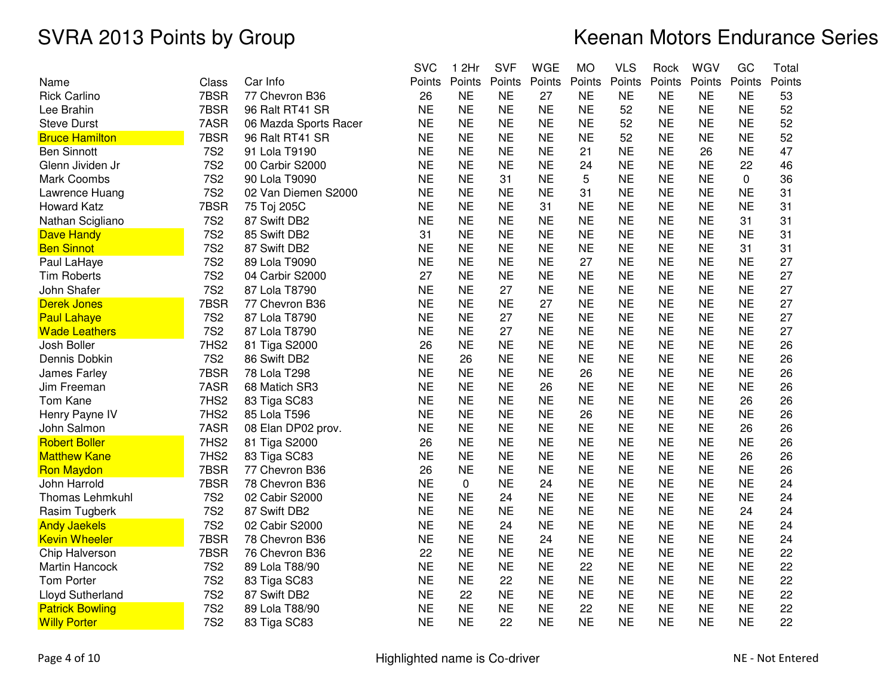# SVRA 2013 Points by Group

# Keenan Motors Endurance Series

| Name | Class | Car Info | SVC Points | 1 2Hr Points | SVF Points | WGE Points | MO Points | VLS Points | Rock Points | WGV Points | GC Points | Total Points |
|---|---|---|---|---|---|---|---|---|---|---|---|---|
| Rick Carlino | 7BSR | 77 Chevron B36 | 26 | NE | NE | 27 | NE | NE | NE | NE | NE | 53 |
| Lee Brahin | 7BSR | 96 Ralt RT41 SR | NE | NE | NE | NE | NE | 52 | NE | NE | NE | 52 |
| Steve Durst | 7ASR | 06 Mazda Sports Racer | NE | NE | NE | NE | NE | 52 | NE | NE | NE | 52 |
| Bruce Hamilton | 7BSR | 96 Ralt RT41 SR | NE | NE | NE | NE | NE | 52 | NE | NE | NE | 52 |
| Ben Sinnott | 7S2 | 91 Lola T9190 | NE | NE | NE | NE | 21 | NE | NE | 26 | NE | 47 |
| Glenn Jividen Jr | 7S2 | 00 Carbir S2000 | NE | NE | NE | NE | 24 | NE | NE | NE | 22 | 46 |
| Mark Coombs | 7S2 | 90 Lola T9090 | NE | NE | 31 | NE | 5 | NE | NE | NE | 0 | 36 |
| Lawrence Huang | 7S2 | 02 Van Diemen S2000 | NE | NE | NE | NE | 31 | NE | NE | NE | NE | 31 |
| Howard Katz | 7BSR | 75 Toj 205C | NE | NE | NE | 31 | NE | NE | NE | NE | NE | 31 |
| Nathan Scigliano | 7S2 | 87 Swift DB2 | NE | NE | NE | NE | NE | NE | NE | NE | 31 | 31 |
| Dave Handy | 7S2 | 85 Swift DB2 | 31 | NE | NE | NE | NE | NE | NE | NE | NE | 31 |
| Ben Sinnot | 7S2 | 87 Swift DB2 | NE | NE | NE | NE | NE | NE | NE | NE | 31 | 31 |
| Paul LaHaye | 7S2 | 89 Lola T9090 | NE | NE | NE | NE | 27 | NE | NE | NE | NE | 27 |
| Tim Roberts | 7S2 | 04 Carbir S2000 | 27 | NE | NE | NE | NE | NE | NE | NE | NE | 27 |
| John Shafer | 7S2 | 87 Lola T8790 | NE | NE | 27 | NE | NE | NE | NE | NE | NE | 27 |
| Derek Jones | 7BSR | 77 Chevron B36 | NE | NE | NE | 27 | NE | NE | NE | NE | NE | 27 |
| Paul Lahaye | 7S2 | 87 Lola T8790 | NE | NE | 27 | NE | NE | NE | NE | NE | NE | 27 |
| Wade Leathers | 7S2 | 87 Lola T8790 | NE | NE | 27 | NE | NE | NE | NE | NE | NE | 27 |
| Josh Boller | 7HS2 | 81 Tiga S2000 | 26 | NE | NE | NE | NE | NE | NE | NE | NE | 26 |
| Dennis Dobkin | 7S2 | 86 Swift DB2 | NE | 26 | NE | NE | NE | NE | NE | NE | NE | 26 |
| James Farley | 7BSR | 78 Lola T298 | NE | NE | NE | NE | 26 | NE | NE | NE | NE | 26 |
| Jim Freeman | 7ASR | 68 Matich SR3 | NE | NE | NE | 26 | NE | NE | NE | NE | NE | 26 |
| Tom Kane | 7HS2 | 83 Tiga SC83 | NE | NE | NE | NE | NE | NE | NE | NE | 26 | 26 |
| Henry Payne IV | 7HS2 | 85 Lola T596 | NE | NE | NE | NE | 26 | NE | NE | NE | NE | 26 |
| John Salmon | 7ASR | 08 Elan DP02 prov. | NE | NE | NE | NE | NE | NE | NE | NE | 26 | 26 |
| Robert Boller | 7HS2 | 81 Tiga S2000 | 26 | NE | NE | NE | NE | NE | NE | NE | NE | 26 |
| Matthew Kane | 7HS2 | 83 Tiga SC83 | NE | NE | NE | NE | NE | NE | NE | NE | 26 | 26 |
| Ron Maydon | 7BSR | 77 Chevron B36 | 26 | NE | NE | NE | NE | NE | NE | NE | NE | 26 |
| John Harrold | 7BSR | 78 Chevron B36 | NE | 0 | NE | 24 | NE | NE | NE | NE | NE | 24 |
| Thomas Lehmkuhl | 7S2 | 02 Cabir S2000 | NE | NE | 24 | NE | NE | NE | NE | NE | NE | 24 |
| Rasim Tugberk | 7S2 | 87 Swift DB2 | NE | NE | NE | NE | NE | NE | NE | NE | 24 | 24 |
| Andy Jaekels | 7S2 | 02 Cabir S2000 | NE | NE | 24 | NE | NE | NE | NE | NE | NE | 24 |
| Kevin Wheeler | 7BSR | 78 Chevron B36 | NE | NE | NE | 24 | NE | NE | NE | NE | NE | 24 |
| Chip Halverson | 7BSR | 76 Chevron B36 | 22 | NE | NE | NE | NE | NE | NE | NE | NE | 22 |
| Martin Hancock | 7S2 | 89 Lola T88/90 | NE | NE | NE | NE | 22 | NE | NE | NE | NE | 22 |
| Tom Porter | 7S2 | 83 Tiga SC83 | NE | NE | 22 | NE | NE | NE | NE | NE | NE | 22 |
| Lloyd Sutherland | 7S2 | 87 Swift DB2 | NE | 22 | NE | NE | NE | NE | NE | NE | NE | 22 |
| Patrick Bowling | 7S2 | 89 Lola T88/90 | NE | NE | NE | NE | 22 | NE | NE | NE | NE | 22 |
| Willy Porter | 7S2 | 83 Tiga SC83 | NE | NE | 22 | NE | NE | NE | NE | NE | NE | 22 |

Highlighted name is Co-driver

NE - Not Entered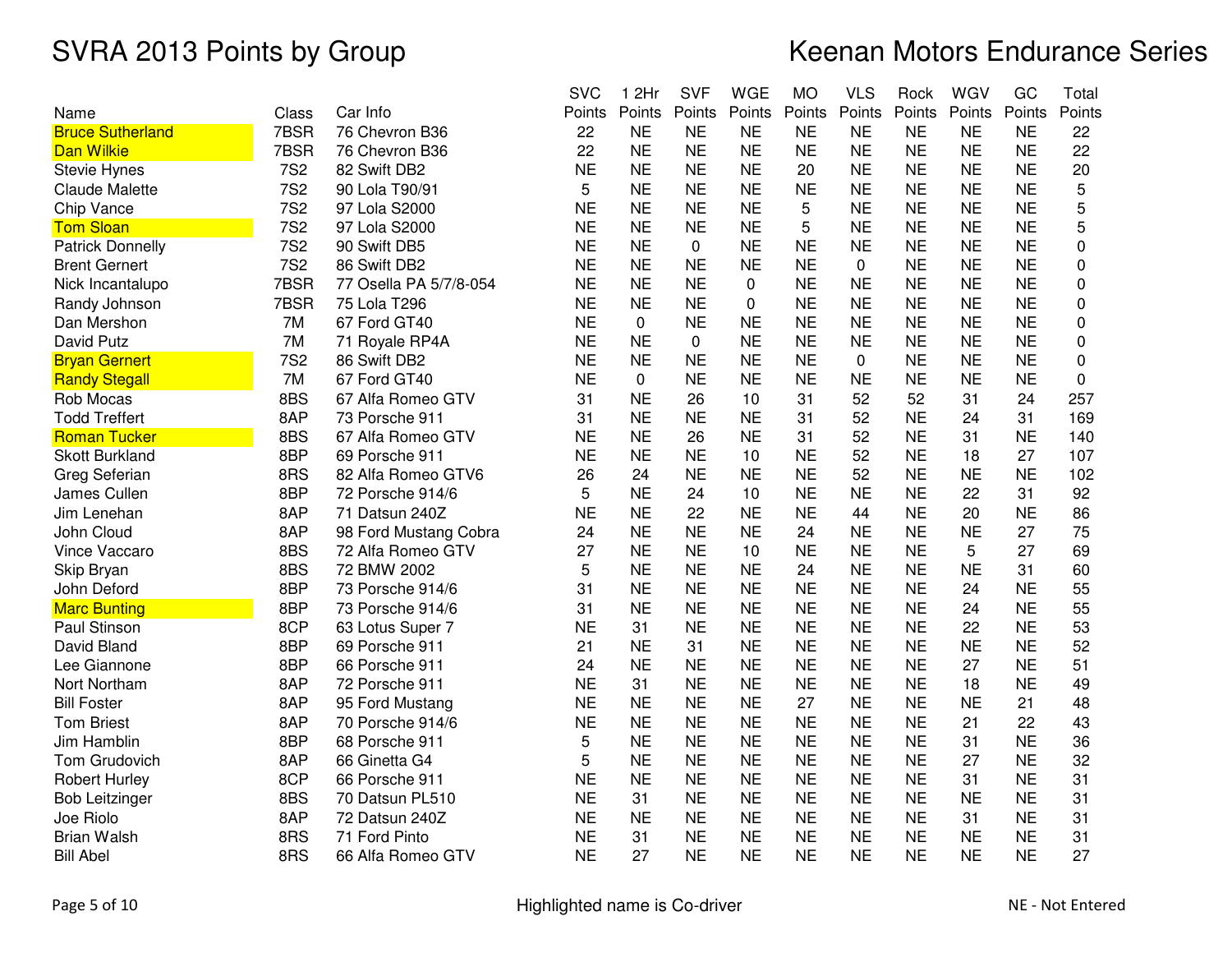# SVRA 2013 Points by Group

# Keenan Motors Endurance Series

| Name | Class | Car Info | SVC Points | 1 2Hr Points | SVF Points | WGE Points | MO Points | VLS Points | Rock Points | WGV Points | GC Points | Total Points |
|---|---|---|---|---|---|---|---|---|---|---|---|---|
| Bruce Sutherland | 7BSR | 76 Chevron B36 | 22 | NE | NE | NE | NE | NE | NE | NE | NE | 22 |
| Dan Wilkie | 7BSR | 76 Chevron B36 | 22 | NE | NE | NE | NE | NE | NE | NE | NE | 22 |
| Stevie Hynes | 7S2 | 82 Swift DB2 | NE | NE | NE | NE | 20 | NE | NE | NE | NE | 20 |
| Claude Malette | 7S2 | 90 Lola T90/91 | 5 | NE | NE | NE | NE | NE | NE | NE | NE | 5 |
| Chip Vance | 7S2 | 97 Lola S2000 | NE | NE | NE | NE | 5 | NE | NE | NE | NE | 5 |
| Tom Sloan | 7S2 | 97 Lola S2000 | NE | NE | NE | NE | 5 | NE | NE | NE | NE | 5 |
| Patrick Donnelly | 7S2 | 90 Swift DB5 | NE | NE | 0 | NE | NE | NE | NE | NE | NE | 0 |
| Brent Gernert | 7S2 | 86 Swift DB2 | NE | NE | NE | NE | NE | 0 | NE | NE | NE | 0 |
| Nick Incantalupo | 7BSR | 77 Osella PA 5/7/8-054 | NE | NE | NE | 0 | NE | NE | NE | NE | NE | 0 |
| Randy Johnson | 7BSR | 75 Lola T296 | NE | NE | NE | 0 | NE | NE | NE | NE | NE | 0 |
| Dan Mershon | 7M | 67 Ford GT40 | NE | 0 | NE | NE | NE | NE | NE | NE | NE | 0 |
| David Putz | 7M | 71 Royale RP4A | NE | NE | 0 | NE | NE | NE | NE | NE | NE | 0 |
| Bryan Gernert | 7S2 | 86 Swift DB2 | NE | NE | NE | NE | NE | 0 | NE | NE | NE | 0 |
| Randy Stegall | 7M | 67 Ford GT40 | NE | 0 | NE | NE | NE | NE | NE | NE | NE | 0 |
| Rob Mocas | 8BS | 67 Alfa Romeo GTV | 31 | NE | 26 | 10 | 31 | 52 | 52 | 31 | 24 | 257 |
| Todd Treffert | 8AP | 73 Porsche 911 | 31 | NE | NE | NE | 31 | 52 | NE | 24 | 31 | 169 |
| Roman Tucker | 8BS | 67 Alfa Romeo GTV | NE | NE | 26 | NE | 31 | 52 | NE | 31 | NE | 140 |
| Skott Burkland | 8BP | 69 Porsche 911 | NE | NE | NE | 10 | NE | 52 | NE | 18 | 27 | 107 |
| Greg Seferian | 8RS | 82 Alfa Romeo GTV6 | 26 | 24 | NE | NE | NE | 52 | NE | NE | NE | 102 |
| James Cullen | 8BP | 72 Porsche 914/6 | 5 | NE | 24 | 10 | NE | NE | NE | 22 | 31 | 92 |
| Jim Lenehan | 8AP | 71 Datsun 240Z | NE | NE | 22 | NE | NE | 44 | NE | 20 | NE | 86 |
| John Cloud | 8AP | 98 Ford Mustang Cobra | 24 | NE | NE | NE | 24 | NE | NE | NE | 27 | 75 |
| Vince Vaccaro | 8BS | 72 Alfa Romeo GTV | 27 | NE | NE | 10 | NE | NE | NE | 5 | 27 | 69 |
| Skip Bryan | 8BS | 72 BMW 2002 | 5 | NE | NE | NE | 24 | NE | NE | NE | 31 | 60 |
| John Deford | 8BP | 73 Porsche 914/6 | 31 | NE | NE | NE | NE | NE | NE | 24 | NE | 55 |
| Marc Bunting | 8BP | 73 Porsche 914/6 | 31 | NE | NE | NE | NE | NE | NE | 24 | NE | 55 |
| Paul Stinson | 8CP | 63 Lotus Super 7 | NE | 31 | NE | NE | NE | NE | NE | 22 | NE | 53 |
| David Bland | 8BP | 69 Porsche 911 | 21 | NE | 31 | NE | NE | NE | NE | NE | NE | 52 |
| Lee Giannone | 8BP | 66 Porsche 911 | 24 | NE | NE | NE | NE | NE | NE | 27 | NE | 51 |
| Nort Northam | 8AP | 72 Porsche 911 | NE | 31 | NE | NE | NE | NE | NE | 18 | NE | 49 |
| Bill Foster | 8AP | 95 Ford Mustang | NE | NE | NE | NE | 27 | NE | NE | NE | 21 | 48 |
| Tom Briest | 8AP | 70 Porsche 914/6 | NE | NE | NE | NE | NE | NE | NE | 21 | 22 | 43 |
| Jim Hamblin | 8BP | 68 Porsche 911 | 5 | NE | NE | NE | NE | NE | NE | 31 | NE | 36 |
| Tom Grudovich | 8AP | 66 Ginetta G4 | 5 | NE | NE | NE | NE | NE | NE | 27 | NE | 32 |
| Robert Hurley | 8CP | 66 Porsche 911 | NE | NE | NE | NE | NE | NE | NE | 31 | NE | 31 |
| Bob Leitzinger | 8BS | 70 Datsun PL510 | NE | 31 | NE | NE | NE | NE | NE | NE | NE | 31 |
| Joe Riolo | 8AP | 72 Datsun 240Z | NE | NE | NE | NE | NE | NE | NE | 31 | NE | 31 |
| Brian Walsh | 8RS | 71 Ford Pinto | NE | 31 | NE | NE | NE | NE | NE | NE | NE | 31 |
| Bill Abel | 8RS | 66 Alfa Romeo GTV | NE | 27 | NE | NE | NE | NE | NE | NE | NE | 27 |

Highlighted name is Co-driver

NE - Not Entered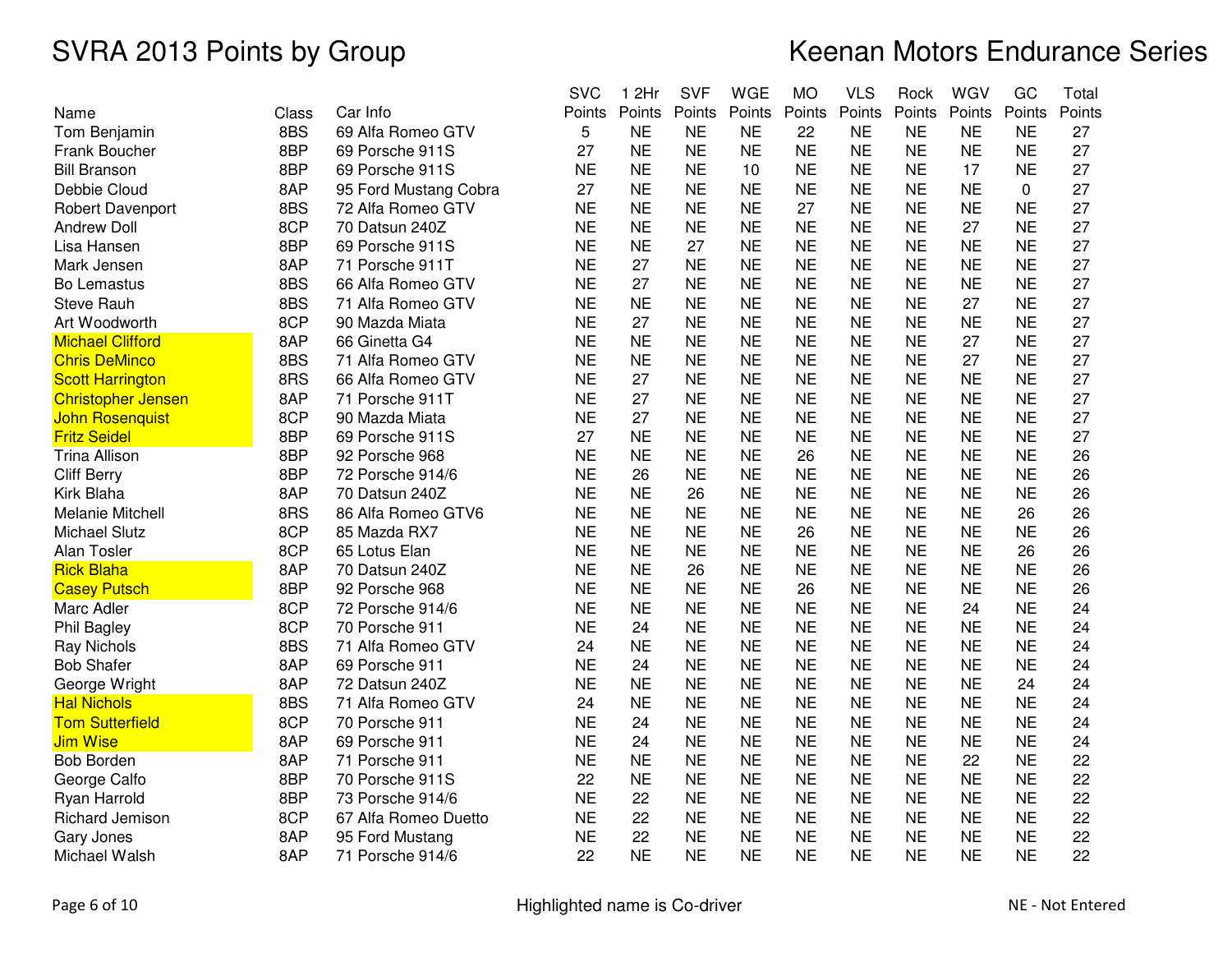# SVRA 2013 Points by Group

# Keenan Motors Endurance Series

| Name | Class | Car Info | SVC Points | 1 2Hr Points | SVF Points | WGE Points | MO Points | VLS Points | Rock Points | WGV Points | GC Points | Total Points |
|---|---|---|---|---|---|---|---|---|---|---|---|---|
| Tom Benjamin | 8BS | 69 Alfa Romeo GTV | 5 | NE | NE | NE | 22 | NE | NE | NE | NE | 27 |
| Frank Boucher | 8BP | 69 Porsche 911S | 27 | NE | NE | NE | NE | NE | NE | NE | NE | 27 |
| Bill Branson | 8BP | 69 Porsche 911S | NE | NE | NE | 10 | NE | NE | NE | 17 | NE | 27 |
| Debbie Cloud | 8AP | 95 Ford Mustang Cobra | 27 | NE | NE | NE | NE | NE | NE | NE | 0 | 27 |
| Robert Davenport | 8BS | 72 Alfa Romeo GTV | NE | NE | NE | NE | 27 | NE | NE | NE | NE | 27 |
| Andrew Doll | 8CP | 70 Datsun 240Z | NE | NE | NE | NE | NE | NE | NE | 27 | NE | 27 |
| Lisa Hansen | 8BP | 69 Porsche 911S | NE | NE | 27 | NE | NE | NE | NE | NE | NE | 27 |
| Mark Jensen | 8AP | 71 Porsche 911T | NE | 27 | NE | NE | NE | NE | NE | NE | NE | 27 |
| Bo Lemastus | 8BS | 66 Alfa Romeo GTV | NE | 27 | NE | NE | NE | NE | NE | NE | NE | 27 |
| Steve Rauh | 8BS | 71 Alfa Romeo GTV | NE | NE | NE | NE | NE | NE | NE | 27 | NE | 27 |
| Art Woodworth | 8CP | 90 Mazda Miata | NE | 27 | NE | NE | NE | NE | NE | NE | NE | 27 |
| Michael Clifford | 8AP | 66 Ginetta G4 | NE | NE | NE | NE | NE | NE | NE | 27 | NE | 27 |
| Chris DeMinco | 8BS | 71 Alfa Romeo GTV | NE | NE | NE | NE | NE | NE | NE | 27 | NE | 27 |
| Scott Harrington | 8RS | 66 Alfa Romeo GTV | NE | 27 | NE | NE | NE | NE | NE | NE | NE | 27 |
| Christopher Jensen | 8AP | 71 Porsche 911T | NE | 27 | NE | NE | NE | NE | NE | NE | NE | 27 |
| John Rosenquist | 8CP | 90 Mazda Miata | NE | 27 | NE | NE | NE | NE | NE | NE | NE | 27 |
| Fritz Seidel | 8BP | 69 Porsche 911S | 27 | NE | NE | NE | NE | NE | NE | NE | NE | 27 |
| Trina Allison | 8BP | 92 Porsche 968 | NE | NE | NE | NE | 26 | NE | NE | NE | NE | 26 |
| Cliff Berry | 8BP | 72 Porsche 914/6 | NE | 26 | NE | NE | NE | NE | NE | NE | NE | 26 |
| Kirk Blaha | 8AP | 70 Datsun 240Z | NE | NE | 26 | NE | NE | NE | NE | NE | NE | 26 |
| Melanie Mitchell | 8RS | 86 Alfa Romeo GTV6 | NE | NE | NE | NE | NE | NE | NE | NE | 26 | 26 |
| Michael Slutz | 8CP | 85 Mazda RX7 | NE | NE | NE | NE | 26 | NE | NE | NE | NE | 26 |
| Alan Tosler | 8CP | 65 Lotus Elan | NE | NE | NE | NE | NE | NE | NE | NE | 26 | 26 |
| Rick Blaha | 8AP | 70 Datsun 240Z | NE | NE | 26 | NE | NE | NE | NE | NE | NE | 26 |
| Casey Putsch | 8BP | 92 Porsche 968 | NE | NE | NE | NE | 26 | NE | NE | NE | NE | 26 |
| Marc Adler | 8CP | 72 Porsche 914/6 | NE | NE | NE | NE | NE | NE | NE | 24 | NE | 24 |
| Phil Bagley | 8CP | 70 Porsche 911 | NE | 24 | NE | NE | NE | NE | NE | NE | NE | 24 |
| Ray Nichols | 8BS | 71 Alfa Romeo GTV | 24 | NE | NE | NE | NE | NE | NE | NE | NE | 24 |
| Bob Shafer | 8AP | 69 Porsche 911 | NE | 24 | NE | NE | NE | NE | NE | NE | NE | 24 |
| George Wright | 8AP | 72 Datsun 240Z | NE | NE | NE | NE | NE | NE | NE | NE | 24 | 24 |
| Hal Nichols | 8BS | 71 Alfa Romeo GTV | 24 | NE | NE | NE | NE | NE | NE | NE | NE | 24 |
| Tom Sutterfield | 8CP | 70 Porsche 911 | NE | 24 | NE | NE | NE | NE | NE | NE | NE | 24 |
| Jim Wise | 8AP | 69 Porsche 911 | NE | 24 | NE | NE | NE | NE | NE | NE | NE | 24 |
| Bob Borden | 8AP | 71 Porsche 911 | NE | NE | NE | NE | NE | NE | NE | 22 | NE | 22 |
| George Calfo | 8BP | 70 Porsche 911S | 22 | NE | NE | NE | NE | NE | NE | NE | NE | 22 |
| Ryan Harrold | 8BP | 73 Porsche 914/6 | NE | 22 | NE | NE | NE | NE | NE | NE | NE | 22 |
| Richard Jemison | 8CP | 67 Alfa Romeo Duetto | NE | 22 | NE | NE | NE | NE | NE | NE | NE | 22 |
| Gary Jones | 8AP | 95 Ford Mustang | NE | 22 | NE | NE | NE | NE | NE | NE | NE | 22 |
| Michael Walsh | 8AP | 71 Porsche 914/6 | 22 | NE | NE | NE | NE | NE | NE | NE | NE | 22 |

Highlighted name is Co-driver

NE - Not Entered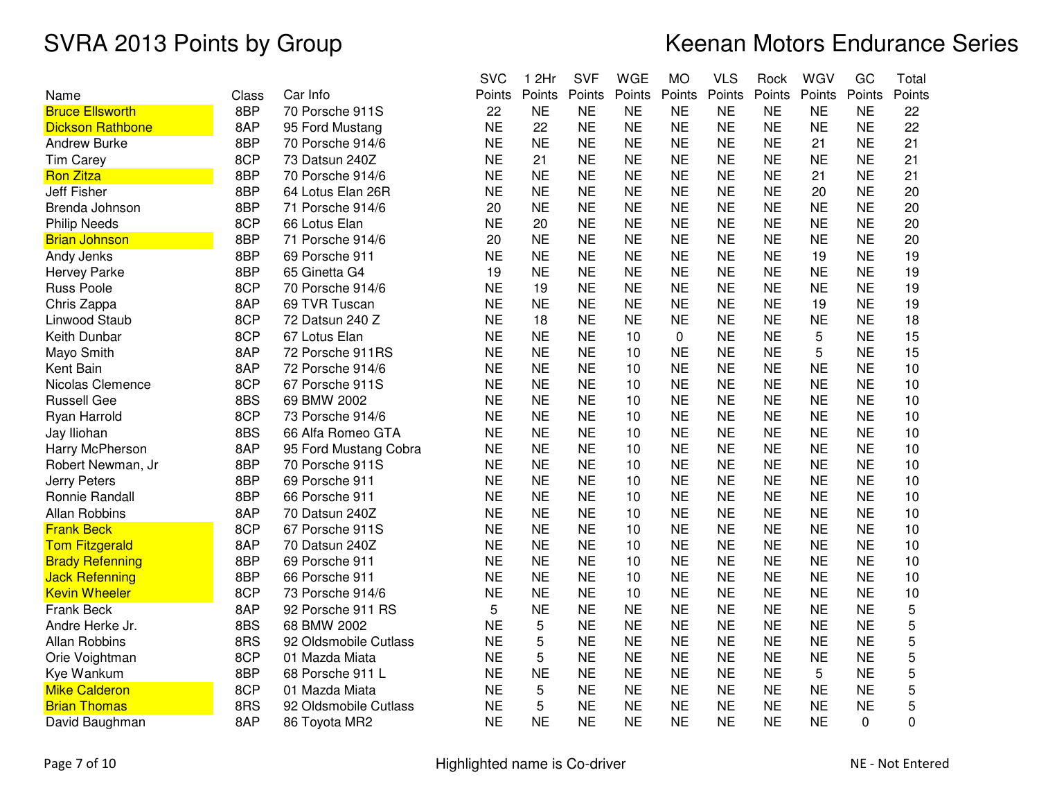# SVRA 2013 Points by Group

# Keenan Motors Endurance Series

| Name | Class | Car Info | SVC Points | 1 2Hr Points | SVF Points | WGE Points | MO Points | VLS Points | Rock Points | WGV Points | GC Points | Total Points |
|---|---|---|---|---|---|---|---|---|---|---|---|---|
| Bruce Ellsworth | 8BP | 70 Porsche 911S | 22 | NE | NE | NE | NE | NE | NE | NE | NE | 22 |
| Dickson Rathbone | 8AP | 95 Ford Mustang | NE | 22 | NE | NE | NE | NE | NE | NE | NE | 22 |
| Andrew Burke | 8BP | 70 Porsche 914/6 | NE | NE | NE | NE | NE | NE | NE | 21 | NE | 21 |
| Tim Carey | 8CP | 73 Datsun 240Z | NE | 21 | NE | NE | NE | NE | NE | NE | NE | 21 |
| Ron Zitza | 8BP | 70 Porsche 914/6 | NE | NE | NE | NE | NE | NE | NE | 21 | NE | 21 |
| Jeff Fisher | 8BP | 64 Lotus Elan 26R | NE | NE | NE | NE | NE | NE | NE | 20 | NE | 20 |
| Brenda Johnson | 8BP | 71 Porsche 914/6 | 20 | NE | NE | NE | NE | NE | NE | NE | NE | 20 |
| Philip Needs | 8CP | 66 Lotus Elan | NE | 20 | NE | NE | NE | NE | NE | NE | NE | 20 |
| Brian Johnson | 8BP | 71 Porsche 914/6 | 20 | NE | NE | NE | NE | NE | NE | NE | NE | 20 |
| Andy Jenks | 8BP | 69 Porsche 911 | NE | NE | NE | NE | NE | NE | NE | 19 | NE | 19 |
| Hervey Parke | 8BP | 65 Ginetta G4 | 19 | NE | NE | NE | NE | NE | NE | NE | NE | 19 |
| Russ Poole | 8CP | 70 Porsche 914/6 | NE | 19 | NE | NE | NE | NE | NE | NE | NE | 19 |
| Chris Zappa | 8AP | 69 TVR Tuscan | NE | NE | NE | NE | NE | NE | NE | 19 | NE | 19 |
| Linwood Staub | 8CP | 72 Datsun 240 Z | NE | 18 | NE | NE | NE | NE | NE | NE | NE | 18 |
| Keith Dunbar | 8CP | 67 Lotus Elan | NE | NE | NE | 10 | 0 | NE | NE | 5 | NE | 15 |
| Mayo Smith | 8AP | 72 Porsche 911RS | NE | NE | NE | 10 | NE | NE | NE | 5 | NE | 15 |
| Kent Bain | 8AP | 72 Porsche 914/6 | NE | NE | NE | 10 | NE | NE | NE | NE | NE | 10 |
| Nicolas Clemence | 8CP | 67 Porsche 911S | NE | NE | NE | 10 | NE | NE | NE | NE | NE | 10 |
| Russell Gee | 8BS | 69 BMW 2002 | NE | NE | NE | 10 | NE | NE | NE | NE | NE | 10 |
| Ryan Harrold | 8CP | 73 Porsche 914/6 | NE | NE | NE | 10 | NE | NE | NE | NE | NE | 10 |
| Jay Iliohan | 8BS | 66 Alfa Romeo GTA | NE | NE | NE | 10 | NE | NE | NE | NE | NE | 10 |
| Harry McPherson | 8AP | 95 Ford Mustang Cobra | NE | NE | NE | 10 | NE | NE | NE | NE | NE | 10 |
| Robert Newman, Jr | 8BP | 70 Porsche 911S | NE | NE | NE | 10 | NE | NE | NE | NE | NE | 10 |
| Jerry Peters | 8BP | 69 Porsche 911 | NE | NE | NE | 10 | NE | NE | NE | NE | NE | 10 |
| Ronnie Randall | 8BP | 66 Porsche 911 | NE | NE | NE | 10 | NE | NE | NE | NE | NE | 10 |
| Allan Robbins | 8AP | 70 Datsun 240Z | NE | NE | NE | 10 | NE | NE | NE | NE | NE | 10 |
| Frank Beck | 8CP | 67 Porsche 911S | NE | NE | NE | 10 | NE | NE | NE | NE | NE | 10 |
| Tom Fitzgerald | 8AP | 70 Datsun 240Z | NE | NE | NE | 10 | NE | NE | NE | NE | NE | 10 |
| Brady Refenning | 8BP | 69 Porsche 911 | NE | NE | NE | 10 | NE | NE | NE | NE | NE | 10 |
| Jack Refenning | 8BP | 66 Porsche 911 | NE | NE | NE | 10 | NE | NE | NE | NE | NE | 10 |
| Kevin Wheeler | 8CP | 73 Porsche 914/6 | NE | NE | NE | 10 | NE | NE | NE | NE | NE | 10 |
| Frank Beck | 8AP | 92 Porsche 911 RS | 5 | NE | NE | NE | NE | NE | NE | NE | NE | 5 |
| Andre Herke Jr. | 8BS | 68 BMW 2002 | NE | 5 | NE | NE | NE | NE | NE | NE | NE | 5 |
| Allan Robbins | 8RS | 92 Oldsmobile Cutlass | NE | 5 | NE | NE | NE | NE | NE | NE | NE | 5 |
| Orie Voightman | 8CP | 01 Mazda Miata | NE | 5 | NE | NE | NE | NE | NE | NE | NE | 5 |
| Kye Wankum | 8BP | 68 Porsche 911 L | NE | NE | NE | NE | NE | NE | NE | 5 | NE | 5 |
| Mike Calderon | 8CP | 01 Mazda Miata | NE | 5 | NE | NE | NE | NE | NE | NE | NE | 5 |
| Brian Thomas | 8RS | 92 Oldsmobile Cutlass | NE | 5 | NE | NE | NE | NE | NE | NE | NE | 5 |
| David Baughman | 8AP | 86 Toyota MR2 | NE | NE | NE | NE | NE | NE | NE | NE | 0 | 0 |

Highlighted name is Co-driver

NE - Not Entered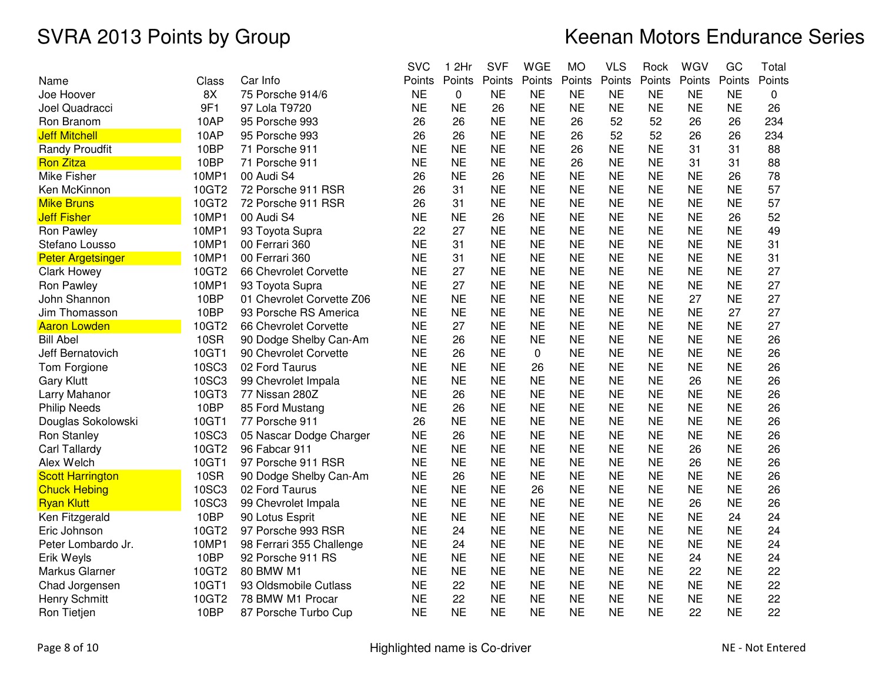# SVRA 2013 Points by Group

# Keenan Motors Endurance Series

| Name | Class | Car Info | SVC Points | 1 2Hr Points | SVF Points | WGE Points | MO Points | VLS Points | Rock Points | WGV Points | GC Points | Total Points |
|---|---|---|---|---|---|---|---|---|---|---|---|---|
| Joe Hoover | 8X | 75 Porsche 914/6 | NE | 0 | NE | NE | NE | NE | NE | NE | NE | 0 |
| Joel Quadracci | 9F1 | 97 Lola T9720 | NE | NE | 26 | NE | NE | NE | NE | NE | NE | 26 |
| Ron Branom | 10AP | 95 Porsche 993 | 26 | 26 | NE | NE | 26 | 52 | 52 | 26 | 26 | 234 |
| Jeff Mitchell | 10AP | 95 Porsche 993 | 26 | 26 | NE | NE | 26 | 52 | 52 | 26 | 26 | 234 |
| Randy Proudfit | 10BP | 71 Porsche 911 | NE | NE | NE | NE | 26 | NE | NE | 31 | 31 | 88 |
| Ron Zitza | 10BP | 71 Porsche 911 | NE | NE | NE | NE | 26 | NE | NE | 31 | 31 | 88 |
| Mike Fisher | 10MP1 | 00 Audi S4 | 26 | NE | 26 | NE | NE | NE | NE | NE | 26 | 78 |
| Ken McKinnon | 10GT2 | 72 Porsche 911 RSR | 26 | 31 | NE | NE | NE | NE | NE | NE | NE | 57 |
| Mike Bruns | 10GT2 | 72 Porsche 911 RSR | 26 | 31 | NE | NE | NE | NE | NE | NE | NE | 57 |
| Jeff Fisher | 10MP1 | 00 Audi S4 | NE | NE | 26 | NE | NE | NE | NE | NE | 26 | 52 |
| Ron Pawley | 10MP1 | 93 Toyota Supra | 22 | 27 | NE | NE | NE | NE | NE | NE | NE | 49 |
| Stefano Lousso | 10MP1 | 00 Ferrari 360 | NE | 31 | NE | NE | NE | NE | NE | NE | NE | 31 |
| Peter Argetsinger | 10MP1 | 00 Ferrari 360 | NE | 31 | NE | NE | NE | NE | NE | NE | NE | 31 |
| Clark Howey | 10GT2 | 66 Chevrolet Corvette | NE | 27 | NE | NE | NE | NE | NE | NE | NE | 27 |
| Ron Pawley | 10MP1 | 93 Toyota Supra | NE | 27 | NE | NE | NE | NE | NE | NE | NE | 27 |
| John Shannon | 10BP | 01 Chevrolet Corvette Z06 | NE | NE | NE | NE | NE | NE | NE | 27 | NE | 27 |
| Jim Thomasson | 10BP | 93 Porsche RS America | NE | NE | NE | NE | NE | NE | NE | NE | 27 | 27 |
| Aaron Lowden | 10GT2 | 66 Chevrolet Corvette | NE | 27 | NE | NE | NE | NE | NE | NE | NE | 27 |
| Bill Abel | 10SR | 90 Dodge Shelby Can-Am | NE | 26 | NE | NE | NE | NE | NE | NE | NE | 26 |
| Jeff Bernatovich | 10GT1 | 90 Chevrolet Corvette | NE | 26 | NE | 0 | NE | NE | NE | NE | NE | 26 |
| Tom Forgione | 10SC3 | 02 Ford Taurus | NE | NE | NE | 26 | NE | NE | NE | NE | NE | 26 |
| Gary Klutt | 10SC3 | 99 Chevrolet Impala | NE | NE | NE | NE | NE | NE | NE | 26 | NE | 26 |
| Larry Mahanor | 10GT3 | 77 Nissan 280Z | NE | 26 | NE | NE | NE | NE | NE | NE | NE | 26 |
| Philip Needs | 10BP | 85 Ford Mustang | NE | 26 | NE | NE | NE | NE | NE | NE | NE | 26 |
| Douglas Sokolowski | 10GT1 | 77 Porsche 911 | 26 | NE | NE | NE | NE | NE | NE | NE | NE | 26 |
| Ron Stanley | 10SC3 | 05 Nascar Dodge Charger | NE | 26 | NE | NE | NE | NE | NE | NE | NE | 26 |
| Carl Tallardy | 10GT2 | 96 Fabcar 911 | NE | NE | NE | NE | NE | NE | NE | 26 | NE | 26 |
| Alex Welch | 10GT1 | 97 Porsche 911 RSR | NE | NE | NE | NE | NE | NE | NE | 26 | NE | 26 |
| Scott Harrington | 10SR | 90 Dodge Shelby Can-Am | NE | 26 | NE | NE | NE | NE | NE | NE | NE | 26 |
| Chuck Hebing | 10SC3 | 02 Ford Taurus | NE | NE | NE | 26 | NE | NE | NE | NE | NE | 26 |
| Ryan Klutt | 10SC3 | 99 Chevrolet Impala | NE | NE | NE | NE | NE | NE | NE | 26 | NE | 26 |
| Ken Fitzgerald | 10BP | 90 Lotus Esprit | NE | NE | NE | NE | NE | NE | NE | NE | 24 | 24 |
| Eric Johnson | 10GT2 | 97 Porsche 993 RSR | NE | 24 | NE | NE | NE | NE | NE | NE | NE | 24 |
| Peter Lombardo Jr. | 10MP1 | 98 Ferrari 355 Challenge | NE | 24 | NE | NE | NE | NE | NE | NE | NE | 24 |
| Erik Weyls | 10BP | 92 Porsche 911 RS | NE | NE | NE | NE | NE | NE | NE | 24 | NE | 24 |
| Markus Glarner | 10GT2 | 80 BMW M1 | NE | NE | NE | NE | NE | NE | NE | 22 | NE | 22 |
| Chad Jorgensen | 10GT1 | 93 Oldsmobile Cutlass | NE | 22 | NE | NE | NE | NE | NE | NE | NE | 22 |
| Henry Schmitt | 10GT2 | 78 BMW M1 Procar | NE | 22 | NE | NE | NE | NE | NE | NE | NE | 22 |
| Ron Tietjen | 10BP | 87 Porsche Turbo Cup | NE | NE | NE | NE | NE | NE | NE | 22 | NE | 22 |

Highlighted name is Co-driver (Co-drivers: Jeff Mitchell, Ron Zitza, Mike Bruns, Jeff Fisher, Peter Argetsinger, Aaron Lowden, Scott Harrington, Chuck Hebing, Ryan Klutt)

NE - Not Entered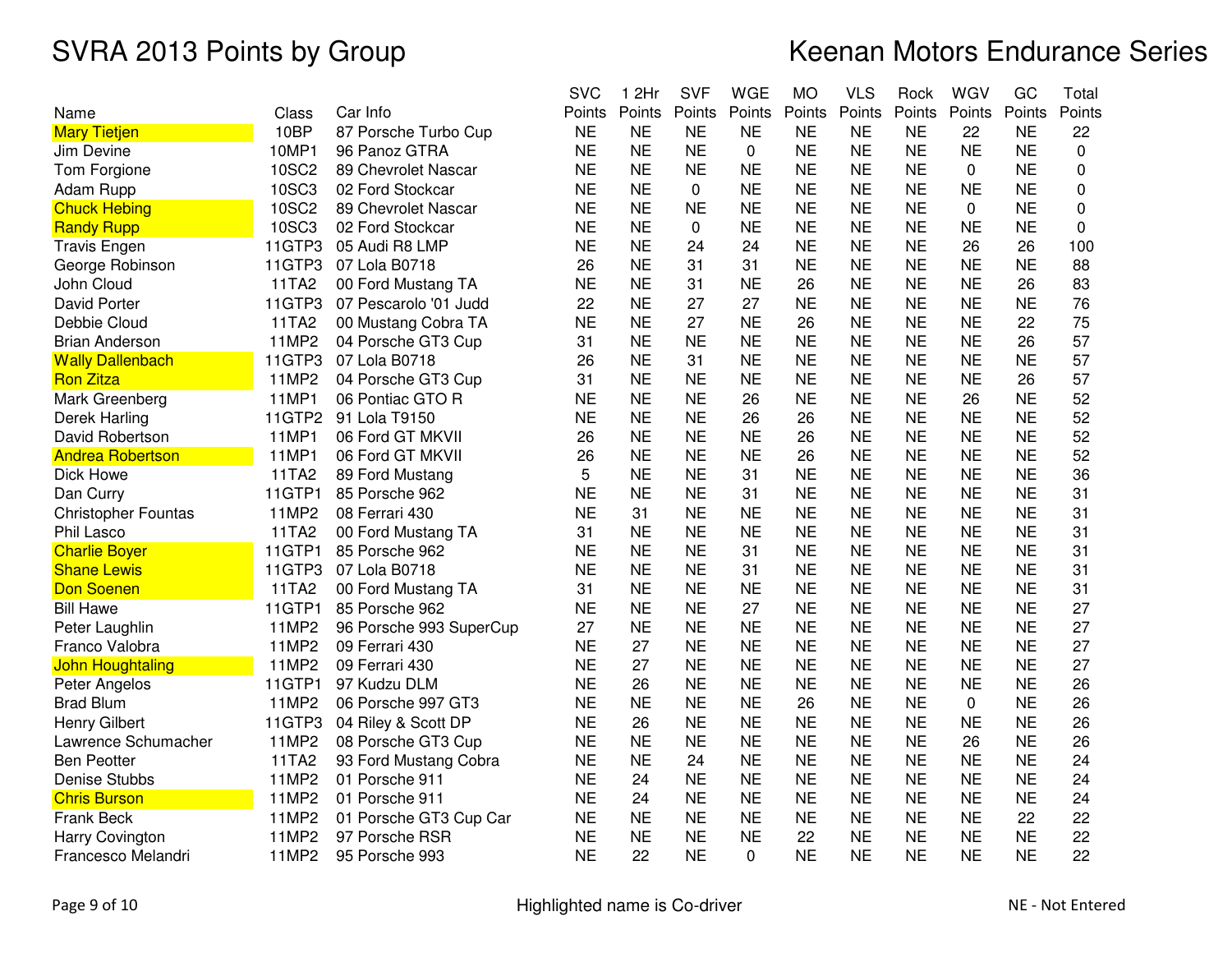# SVRA 2013 Points by Group

# Keenan Motors Endurance Series

| Name | Class | Car Info | SVC Points | 1 2Hr Points | SVF Points | WGE Points | MO Points | VLS Points | Rock Points | WGV Points | GC Points | Total Points |
|---|---|---|---|---|---|---|---|---|---|---|---|---|
| Mary Tietjen | 10BP | 87 Porsche Turbo Cup | NE | NE | NE | NE | NE | NE | NE | 22 | NE | 22 |
| Jim Devine | 10MP1 | 96 Panoz GTRA | NE | NE | NE | 0 | NE | NE | NE | NE | NE | 0 |
| Tom Forgione | 10SC2 | 89 Chevrolet Nascar | NE | NE | NE | NE | NE | NE | NE | 0 | NE | 0 |
| Adam Rupp | 10SC3 | 02 Ford Stockcar | NE | NE | 0 | NE | NE | NE | NE | NE | NE | 0 |
| Chuck Hebing | 10SC2 | 89 Chevrolet Nascar | NE | NE | NE | NE | NE | NE | NE | 0 | NE | 0 |
| Randy Rupp | 10SC3 | 02 Ford Stockcar | NE | NE | 0 | NE | NE | NE | NE | NE | NE | 0 |
| Travis Engen | 11GTP3 | 05 Audi R8 LMP | NE | NE | 24 | 24 | NE | NE | NE | 26 | 26 | 100 |
| George Robinson | 11GTP3 | 07 Lola B0718 | 26 | NE | 31 | 31 | NE | NE | NE | NE | NE | 88 |
| John Cloud | 11TA2 | 00 Ford Mustang TA | NE | NE | 31 | NE | 26 | NE | NE | NE | 26 | 83 |
| David Porter | 11GTP3 | 07 Pescarolo '01 Judd | 22 | NE | 27 | 27 | NE | NE | NE | NE | NE | 76 |
| Debbie Cloud | 11TA2 | 00 Mustang Cobra TA | NE | NE | 27 | NE | 26 | NE | NE | NE | 22 | 75 |
| Brian Anderson | 11MP2 | 04 Porsche GT3 Cup | 31 | NE | NE | NE | NE | NE | NE | NE | 26 | 57 |
| Wally Dallenbach | 11GTP3 | 07 Lola B0718 | 26 | NE | 31 | NE | NE | NE | NE | NE | NE | 57 |
| Ron Zitza | 11MP2 | 04 Porsche GT3 Cup | 31 | NE | NE | NE | NE | NE | NE | NE | 26 | 57 |
| Mark Greenberg | 11MP1 | 06 Pontiac GTO R | NE | NE | NE | 26 | NE | NE | NE | 26 | NE | 52 |
| Derek Harling | 11GTP2 | 91 Lola T9150 | NE | NE | NE | 26 | 26 | NE | NE | NE | NE | 52 |
| David Robertson | 11MP1 | 06 Ford GT MKVII | 26 | NE | NE | NE | 26 | NE | NE | NE | NE | 52 |
| Andrea Robertson | 11MP1 | 06 Ford GT MKVII | 26 | NE | NE | NE | 26 | NE | NE | NE | NE | 52 |
| Dick Howe | 11TA2 | 89 Ford Mustang | 5 | NE | NE | 31 | NE | NE | NE | NE | NE | 36 |
| Dan Curry | 11GTP1 | 85 Porsche 962 | NE | NE | NE | 31 | NE | NE | NE | NE | NE | 31 |
| Christopher Fountas | 11MP2 | 08 Ferrari 430 | NE | 31 | NE | NE | NE | NE | NE | NE | NE | 31 |
| Phil Lasco | 11TA2 | 00 Ford Mustang TA | 31 | NE | NE | NE | NE | NE | NE | NE | NE | 31 |
| Charlie Boyer | 11GTP1 | 85 Porsche 962 | NE | NE | NE | 31 | NE | NE | NE | NE | NE | 31 |
| Shane Lewis | 11GTP3 | 07 Lola B0718 | NE | NE | NE | 31 | NE | NE | NE | NE | NE | 31 |
| Don Soenen | 11TA2 | 00 Ford Mustang TA | 31 | NE | NE | NE | NE | NE | NE | NE | NE | 31 |
| Bill Hawe | 11GTP1 | 85 Porsche 962 | NE | NE | NE | 27 | NE | NE | NE | NE | NE | 27 |
| Peter Laughlin | 11MP2 | 96 Porsche 993 SuperCup | 27 | NE | NE | NE | NE | NE | NE | NE | NE | 27 |
| Franco Valobra | 11MP2 | 09 Ferrari 430 | NE | 27 | NE | NE | NE | NE | NE | NE | NE | 27 |
| John Houghtaling | 11MP2 | 09 Ferrari 430 | NE | 27 | NE | NE | NE | NE | NE | NE | NE | 27 |
| Peter Angelos | 11GTP1 | 97 Kudzu DLM | NE | 26 | NE | NE | NE | NE | NE | NE | NE | 26 |
| Brad Blum | 11MP2 | 06 Porsche 997 GT3 | NE | NE | NE | NE | 26 | NE | NE | 0 | NE | 26 |
| Henry Gilbert | 11GTP3 | 04 Riley & Scott DP | NE | 26 | NE | NE | NE | NE | NE | NE | NE | 26 |
| Lawrence Schumacher | 11MP2 | 08 Porsche GT3 Cup | NE | NE | NE | NE | NE | NE | NE | 26 | NE | 26 |
| Ben Peotter | 11TA2 | 93 Ford Mustang Cobra | NE | NE | 24 | NE | NE | NE | NE | NE | NE | 24 |
| Denise Stubbs | 11MP2 | 01 Porsche 911 | NE | 24 | NE | NE | NE | NE | NE | NE | NE | 24 |
| Chris Burson | 11MP2 | 01 Porsche 911 | NE | 24 | NE | NE | NE | NE | NE | NE | NE | 24 |
| Frank Beck | 11MP2 | 01 Porsche GT3 Cup Car | NE | NE | NE | NE | NE | NE | NE | NE | 22 | 22 |
| Harry Covington | 11MP2 | 97 Porsche RSR | NE | NE | NE | NE | 22 | NE | NE | NE | NE | 22 |
| Francesco Melandri | 11MP2 | 95 Porsche 993 | NE | 22 | NE | 0 | NE | NE | NE | NE | NE | 22 |

Highlighted name is Co-driver

NE - Not Entered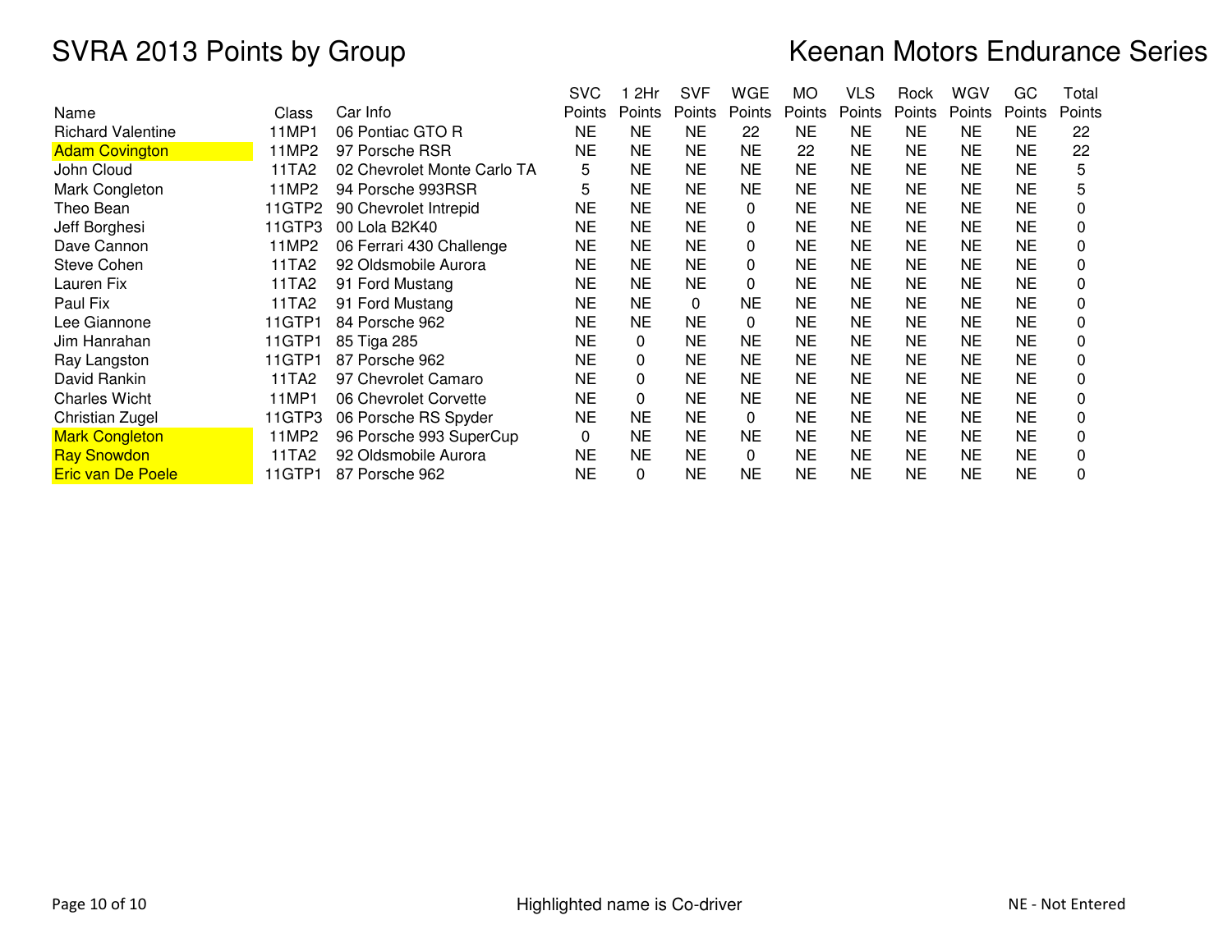# SVRA 2013 Points by Group

## Keenan Motors Endurance Series

| Name | Class | Car Info | SVC Points | 1 2Hr Points | SVF Points | WGE Points | MO Points | VLS Points | Rock Points | WGV Points | GC Points | Total Points |
|---|---|---|---|---|---|---|---|---|---|---|---|---|
| Richard Valentine | 11MP1 | 06 Pontiac GTO R | NE | NE | NE | 22 | NE | NE | NE | NE | NE | 22 |
| Adam Covington | 11MP2 | 97 Porsche RSR | NE | NE | NE | NE | 22 | NE | NE | NE | NE | 22 |
| John Cloud | 11TA2 | 02 Chevrolet Monte Carlo TA | 5 | NE | NE | NE | NE | NE | NE | NE | NE | 5 |
| Mark Congleton | 11MP2 | 94 Porsche 993RSR | 5 | NE | NE | NE | NE | NE | NE | NE | NE | 5 |
| Theo Bean | 11GTP2 | 90 Chevrolet Intrepid | NE | NE | NE | 0 | NE | NE | NE | NE | NE | 0 |
| Jeff Borghesi | 11GTP3 | 00 Lola B2K40 | NE | NE | NE | 0 | NE | NE | NE | NE | NE | 0 |
| Dave Cannon | 11MP2 | 06 Ferrari 430 Challenge | NE | NE | NE | 0 | NE | NE | NE | NE | NE | 0 |
| Steve Cohen | 11TA2 | 92 Oldsmobile Aurora | NE | NE | NE | 0 | NE | NE | NE | NE | NE | 0 |
| Lauren Fix | 11TA2 | 91 Ford Mustang | NE | NE | NE | 0 | NE | NE | NE | NE | NE | 0 |
| Paul Fix | 11TA2 | 91 Ford Mustang | NE | NE | 0 | NE | NE | NE | NE | NE | NE | 0 |
| Lee Giannone | 11GTP1 | 84 Porsche 962 | NE | NE | NE | 0 | NE | NE | NE | NE | NE | 0 |
| Jim Hanrahan | 11GTP1 | 85 Tiga 285 | NE | 0 | NE | NE | NE | NE | NE | NE | NE | 0 |
| Ray Langston | 11GTP1 | 87 Porsche 962 | NE | 0 | NE | NE | NE | NE | NE | NE | NE | 0 |
| David Rankin | 11TA2 | 97 Chevrolet Camaro | NE | 0 | NE | NE | NE | NE | NE | NE | NE | 0 |
| Charles Wicht | 11MP1 | 06 Chevrolet Corvette | NE | 0 | NE | NE | NE | NE | NE | NE | NE | 0 |
| Christian Zugel | 11GTP3 | 06 Porsche RS Spyder | NE | NE | NE | 0 | NE | NE | NE | NE | NE | 0 |
| Mark Congleton | 11MP2 | 96 Porsche 993 SuperCup | 0 | NE | NE | NE | NE | NE | NE | NE | NE | 0 |
| Ray Snowdon | 11TA2 | 92 Oldsmobile Aurora | NE | NE | NE | 0 | NE | NE | NE | NE | NE | 0 |
| Eric van De Poele | 11GTP1 | 87 Porsche 962 | NE | 0 | NE | NE | NE | NE | NE | NE | NE | 0 |

Highlighted name is Co-driver

NE - Not Entered